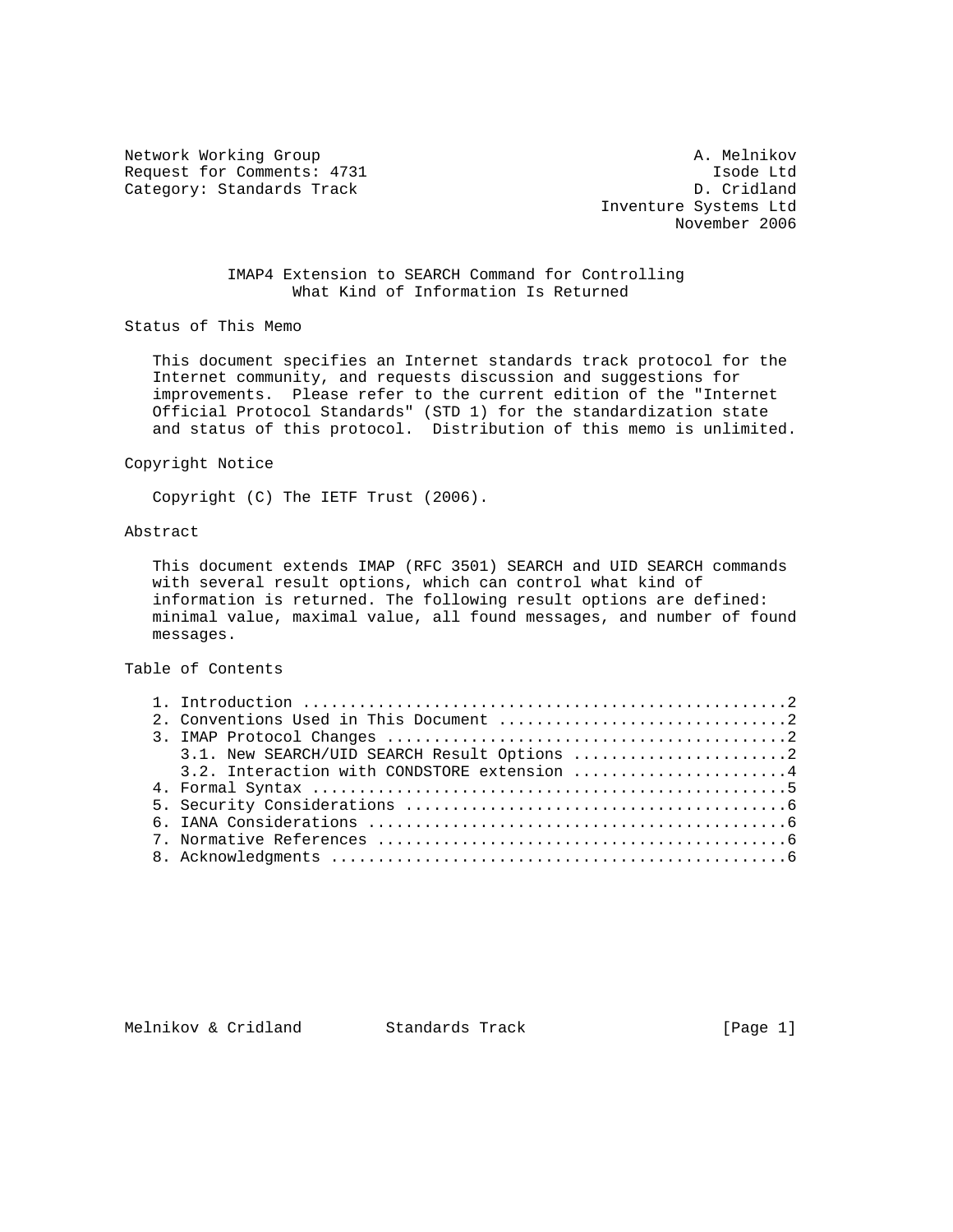Network Working Group A. Melnikov
Request for Comments: 4731 Isode Ltd
Category: Standards Track D. Cridland
Inventure Systems Ltd
November 2006

# IMAP4 Extension to SEARCH Command for Controlling What Kind of Information Is Returned

## Status of This Memo

This document specifies an Internet standards track protocol for the Internet community, and requests discussion and suggestions for improvements. Please refer to the current edition of the "Internet Official Protocol Standards" (STD 1) for the standardization state and status of this protocol. Distribution of this memo is unlimited.

## Copyright Notice

Copyright (C) The IETF Trust (2006).

## Abstract

This document extends IMAP (RFC 3501) SEARCH and UID SEARCH commands with several result options, which can control what kind of information is returned. The following result options are defined: minimal value, maximal value, all found messages, and number of found messages.

## Table of Contents

1. Introduction ....................................................2
2. Conventions Used in This Document ...............................2
3. IMAP Protocol Changes ...........................................2
   3.1. New SEARCH/UID SEARCH Result Options .......................2
   3.2. Interaction with CONDSTORE extension .......................4
4. Formal Syntax ...................................................5
5. Security Considerations .........................................6
6. IANA Considerations .............................................6
7. Normative References ............................................6
8. Acknowledgments .................................................6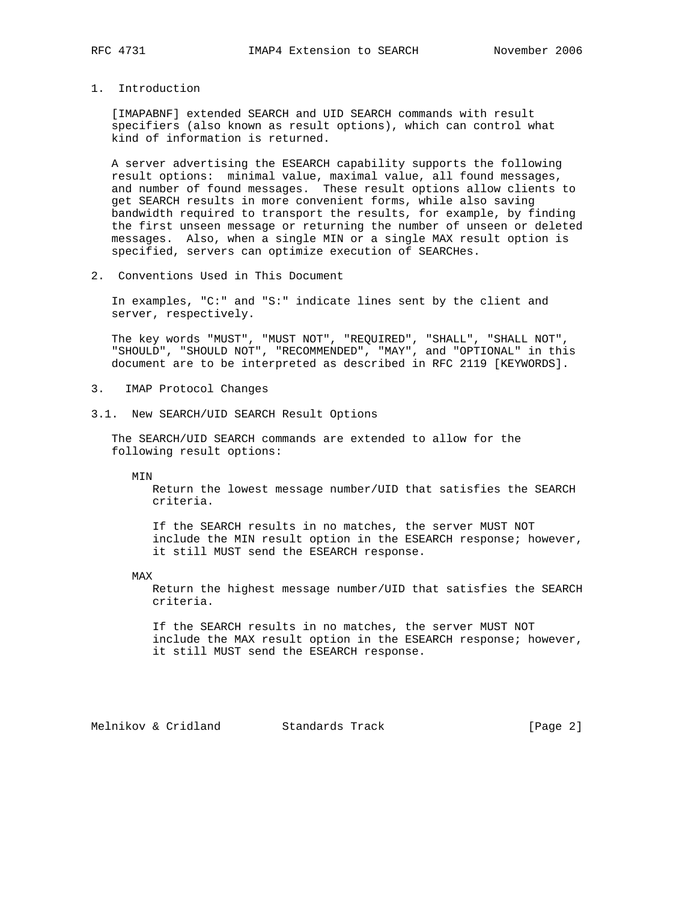## 1. Introduction

[IMAPABNF] extended SEARCH and UID SEARCH commands with result specifiers (also known as result options), which can control what kind of information is returned.

A server advertising the ESEARCH capability supports the following result options: minimal value, maximal value, all found messages, and number of found messages. These result options allow clients to get SEARCH results in more convenient forms, while also saving bandwidth required to transport the results, for example, by finding the first unseen message or returning the number of unseen or deleted messages. Also, when a single MIN or a single MAX result option is specified, servers can optimize execution of SEARCHes.

## 2. Conventions Used in This Document

In examples, "C:" and "S:" indicate lines sent by the client and server, respectively.

The key words "MUST", "MUST NOT", "REQUIRED", "SHALL", "SHALL NOT", "SHOULD", "SHOULD NOT", "RECOMMENDED", "MAY", and "OPTIONAL" in this document are to be interpreted as described in RFC 2119 [KEYWORDS].

## 3. IMAP Protocol Changes

### 3.1. New SEARCH/UID SEARCH Result Options

The SEARCH/UID SEARCH commands are extended to allow for the following result options:

MIN
: Return the lowest message number/UID that satisfies the SEARCH criteria.

  If the SEARCH results in no matches, the server MUST NOT include the MIN result option in the ESEARCH response; however, it still MUST send the ESEARCH response.

MAX
: Return the highest message number/UID that satisfies the SEARCH criteria.

  If the SEARCH results in no matches, the server MUST NOT include the MAX result option in the ESEARCH response; however, it still MUST send the ESEARCH response.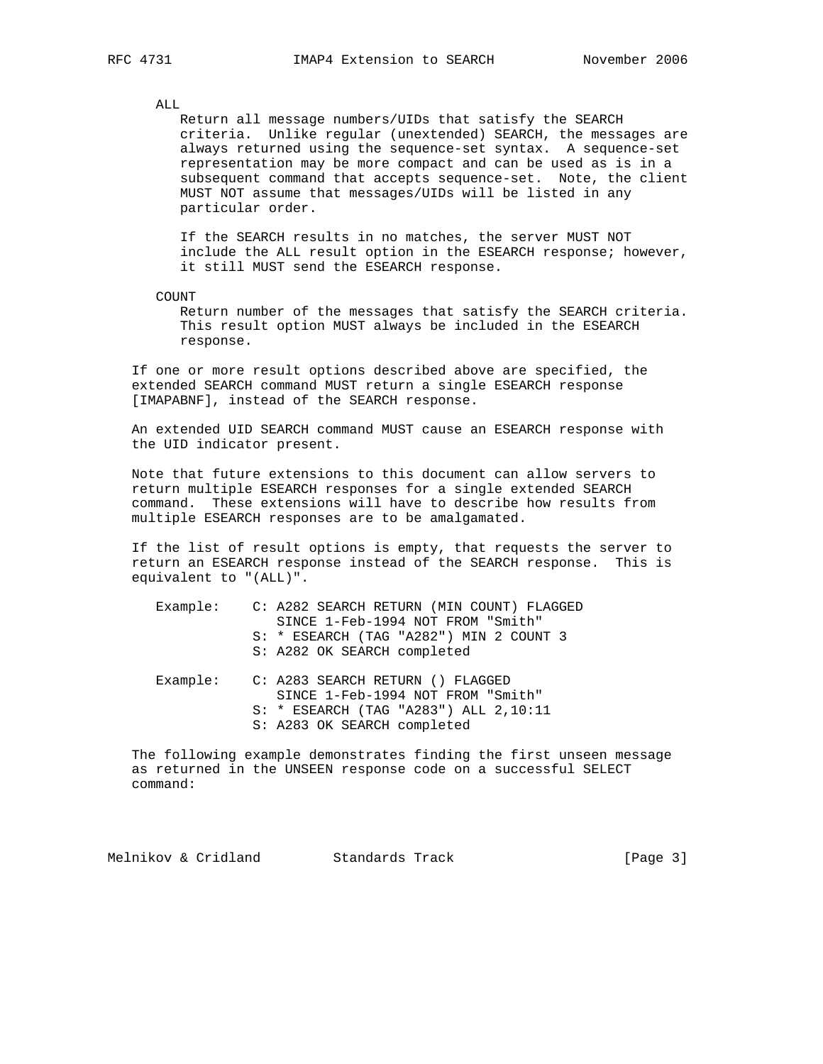ALL

Return all message numbers/UIDs that satisfy the SEARCH criteria. Unlike regular (unextended) SEARCH, the messages are always returned using the sequence-set syntax. A sequence-set representation may be more compact and can be used as is in a subsequent command that accepts sequence-set. Note, the client MUST NOT assume that messages/UIDs will be listed in any particular order.

If the SEARCH results in no matches, the server MUST NOT include the ALL result option in the ESEARCH response; however, it still MUST send the ESEARCH response.

COUNT

Return number of the messages that satisfy the SEARCH criteria. This result option MUST always be included in the ESEARCH response.

If one or more result options described above are specified, the extended SEARCH command MUST return a single ESEARCH response [IMAPABNF], instead of the SEARCH response.

An extended UID SEARCH command MUST cause an ESEARCH response with the UID indicator present.

Note that future extensions to this document can allow servers to return multiple ESEARCH responses for a single extended SEARCH command. These extensions will have to describe how results from multiple ESEARCH responses are to be amalgamated.

If the list of result options is empty, that requests the server to return an ESEARCH response instead of the SEARCH response. This is equivalent to "(ALL)".

```
   Example:    C: A282 SEARCH RETURN (MIN COUNT) FLAGGED
                  SINCE 1-Feb-1994 NOT FROM "Smith"
               S: * ESEARCH (TAG "A282") MIN 2 COUNT 3
               S: A282 OK SEARCH completed

   Example:    C: A283 SEARCH RETURN () FLAGGED
                  SINCE 1-Feb-1994 NOT FROM "Smith"
               S: * ESEARCH (TAG "A283") ALL 2,10:11
               S: A283 OK SEARCH completed
```

The following example demonstrates finding the first unseen message as returned in the UNSEEN response code on a successful SELECT command: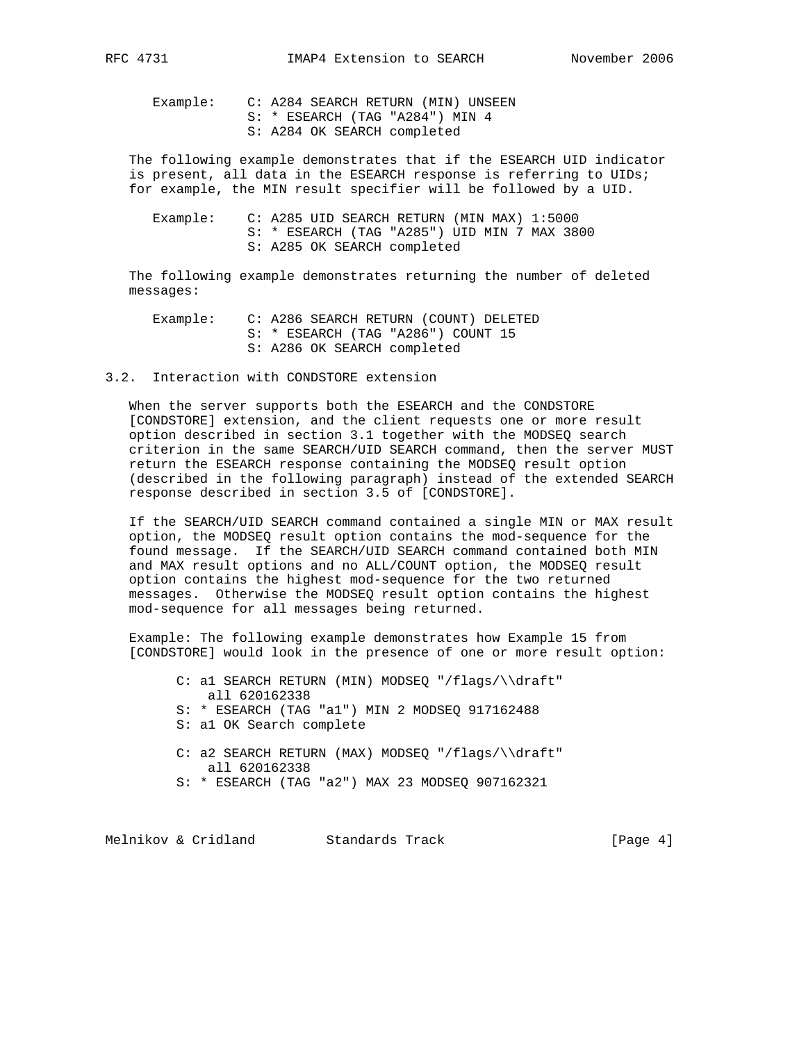```
Example:    C: A284 SEARCH RETURN (MIN) UNSEEN
            S: * ESEARCH (TAG "A284") MIN 4
            S: A284 OK SEARCH completed
```

The following example demonstrates that if the ESEARCH UID indicator is present, all data in the ESEARCH response is referring to UIDs; for example, the MIN result specifier will be followed by a UID.

```
Example:    C: A285 UID SEARCH RETURN (MIN MAX) 1:5000
            S: * ESEARCH (TAG "A285") UID MIN 7 MAX 3800
            S: A285 OK SEARCH completed
```

The following example demonstrates returning the number of deleted messages:

```
Example:    C: A286 SEARCH RETURN (COUNT) DELETED
            S: * ESEARCH (TAG "A286") COUNT 15
            S: A286 OK SEARCH completed
```

## 3.2. Interaction with CONDSTORE extension

When the server supports both the ESEARCH and the CONDSTORE [CONDSTORE] extension, and the client requests one or more result option described in section 3.1 together with the MODSEQ search criterion in the same SEARCH/UID SEARCH command, then the server MUST return the ESEARCH response containing the MODSEQ result option (described in the following paragraph) instead of the extended SEARCH response described in section 3.5 of [CONDSTORE].

If the SEARCH/UID SEARCH command contained a single MIN or MAX result option, the MODSEQ result option contains the mod-sequence for the found message. If the SEARCH/UID SEARCH command contained both MIN and MAX result options and no ALL/COUNT option, the MODSEQ result option contains the highest mod-sequence for the two returned messages. Otherwise the MODSEQ result option contains the highest mod-sequence for all messages being returned.

Example: The following example demonstrates how Example 15 from [CONDSTORE] would look in the presence of one or more result option:

```
C: a1 SEARCH RETURN (MIN) MODSEQ "/flags/\\draft"
    all 620162338
S: * ESEARCH (TAG "a1") MIN 2 MODSEQ 917162488
S: a1 OK Search complete

C: a2 SEARCH RETURN (MAX) MODSEQ "/flags/\\draft"
    all 620162338
S: * ESEARCH (TAG "a2") MAX 23 MODSEQ 907162321
```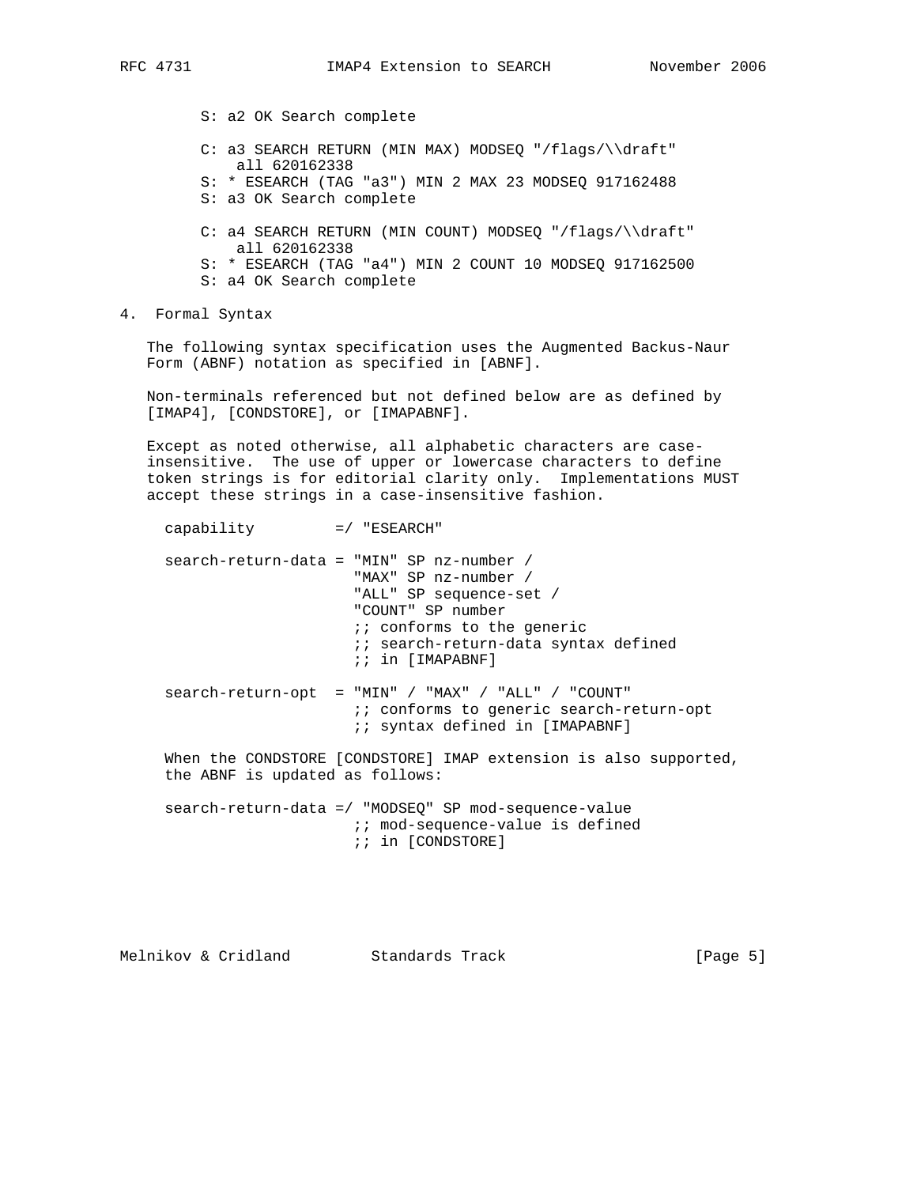```
   S: a2 OK Search complete

   C: a3 SEARCH RETURN (MIN MAX) MODSEQ "/flags/\\draft"
       all 620162338
   S: * ESEARCH (TAG "a3") MIN 2 MAX 23 MODSEQ 917162488
   S: a3 OK Search complete

   C: a4 SEARCH RETURN (MIN COUNT) MODSEQ "/flags/\\draft"
       all 620162338
   S: * ESEARCH (TAG "a4") MIN 2 COUNT 10 MODSEQ 917162500
   S: a4 OK Search complete
```

## 4. Formal Syntax

The following syntax specification uses the Augmented Backus-Naur Form (ABNF) notation as specified in [ABNF].

Non-terminals referenced but not defined below are as defined by [IMAP4], [CONDSTORE], or [IMAPABNF].

Except as noted otherwise, all alphabetic characters are case-insensitive. The use of upper or lowercase characters to define token strings is for editorial clarity only. Implementations MUST accept these strings in a case-insensitive fashion.

```
capability         =/ "ESEARCH"

search-return-data = "MIN" SP nz-number /
                     "MAX" SP nz-number /
                     "ALL" SP sequence-set /
                     "COUNT" SP number
                     ;; conforms to the generic
                     ;; search-return-data syntax defined
                     ;; in [IMAPABNF]

search-return-opt  = "MIN" / "MAX" / "ALL" / "COUNT"
                     ;; conforms to generic search-return-opt
                     ;; syntax defined in [IMAPABNF]
```

When the CONDSTORE [CONDSTORE] IMAP extension is also supported, the ABNF is updated as follows:

```
search-return-data =/ "MODSEQ" SP mod-sequence-value
                     ;; mod-sequence-value is defined
                     ;; in [CONDSTORE]
```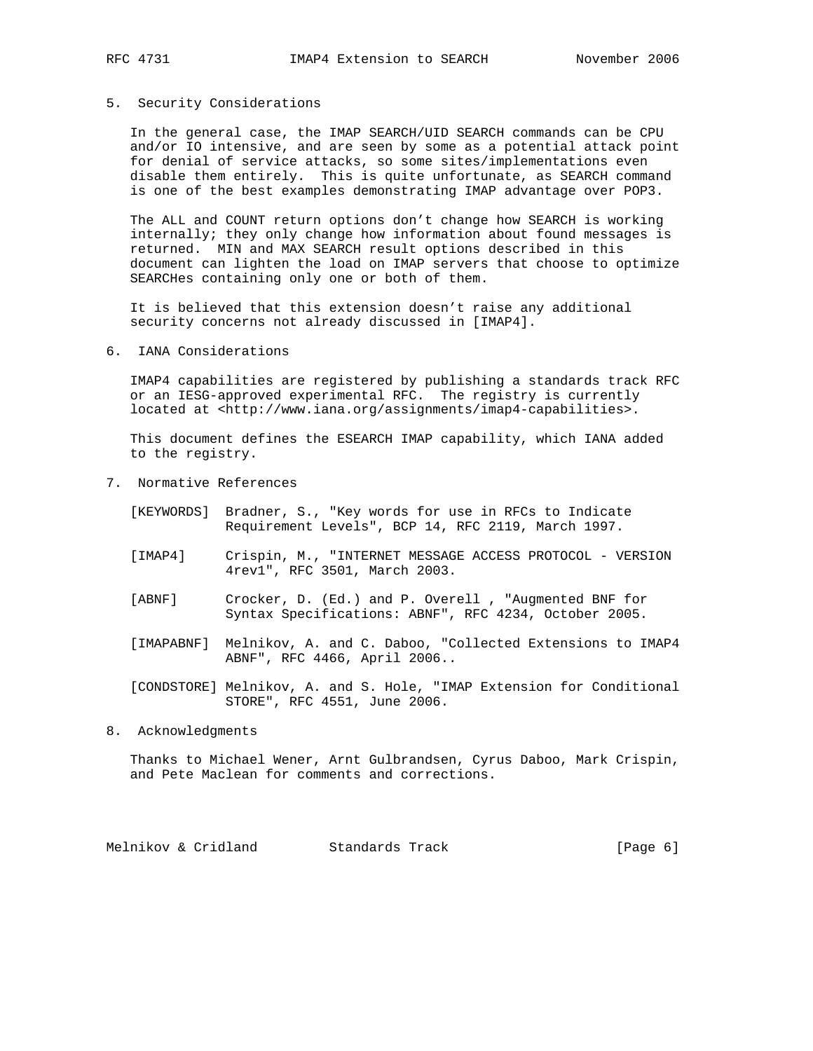## 5. Security Considerations

In the general case, the IMAP SEARCH/UID SEARCH commands can be CPU and/or IO intensive, and are seen by some as a potential attack point for denial of service attacks, so some sites/implementations even disable them entirely. This is quite unfortunate, as SEARCH command is one of the best examples demonstrating IMAP advantage over POP3.

The ALL and COUNT return options don't change how SEARCH is working internally; they only change how information about found messages is returned. MIN and MAX SEARCH result options described in this document can lighten the load on IMAP servers that choose to optimize SEARCHes containing only one or both of them.

It is believed that this extension doesn't raise any additional security concerns not already discussed in [IMAP4].

## 6. IANA Considerations

IMAP4 capabilities are registered by publishing a standards track RFC or an IESG-approved experimental RFC. The registry is currently located at <http://www.iana.org/assignments/imap4-capabilities>.

This document defines the ESEARCH IMAP capability, which IANA added to the registry.

## 7. Normative References

[KEYWORDS] Bradner, S., "Key words for use in RFCs to Indicate Requirement Levels", BCP 14, RFC 2119, March 1997.

[IMAP4] Crispin, M., "INTERNET MESSAGE ACCESS PROTOCOL - VERSION 4rev1", RFC 3501, March 2003.

[ABNF] Crocker, D. (Ed.) and P. Overell , "Augmented BNF for Syntax Specifications: ABNF", RFC 4234, October 2005.

[IMAPABNF] Melnikov, A. and C. Daboo, "Collected Extensions to IMAP4 ABNF", RFC 4466, April 2006..

[CONDSTORE] Melnikov, A. and S. Hole, "IMAP Extension for Conditional STORE", RFC 4551, June 2006.

## 8. Acknowledgments

Thanks to Michael Wener, Arnt Gulbrandsen, Cyrus Daboo, Mark Crispin, and Pete Maclean for comments and corrections.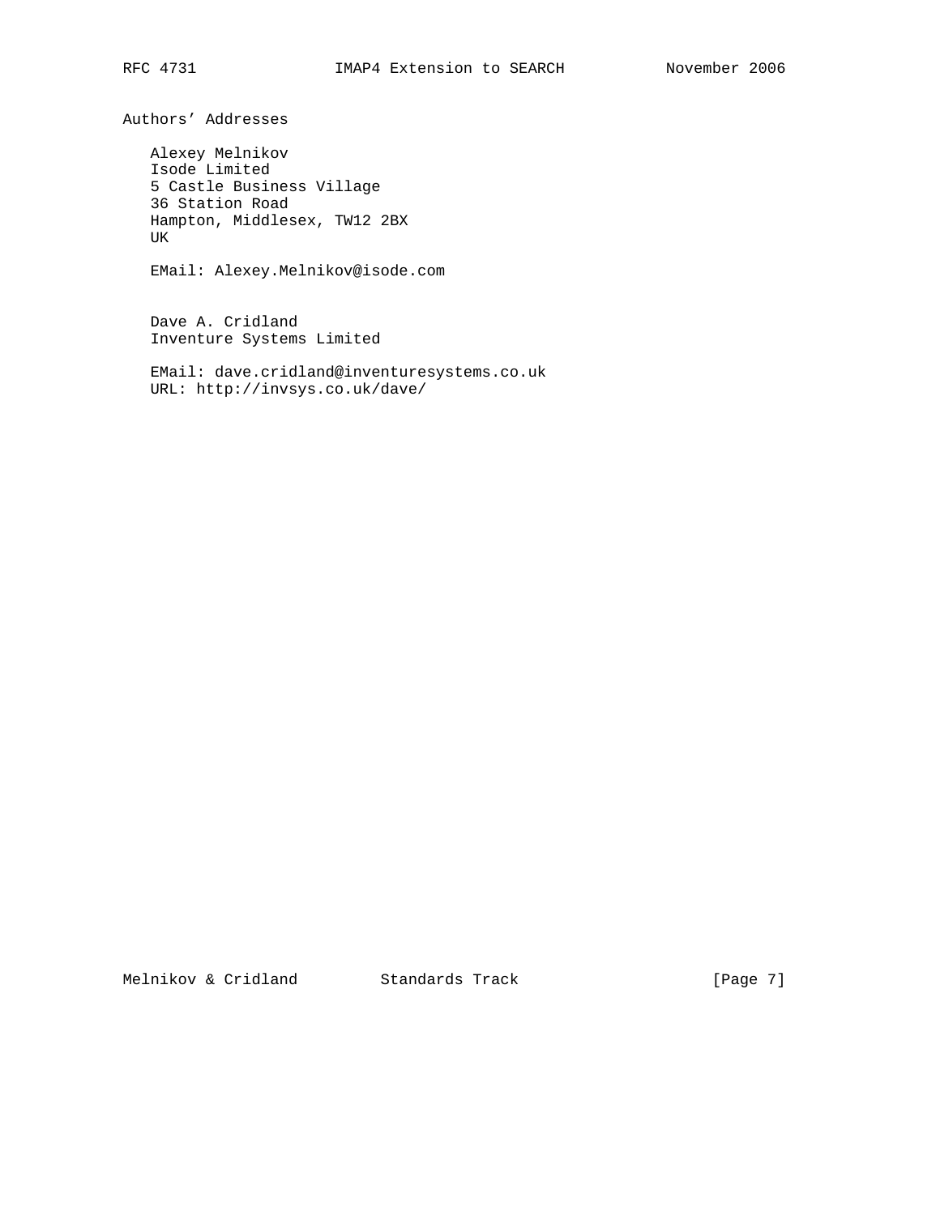## Authors' Addresses

Alexey Melnikov
Isode Limited
5 Castle Business Village
36 Station Road
Hampton, Middlesex, TW12 2BX
UK

EMail: Alexey.Melnikov@isode.com

Dave A. Cridland
Inventure Systems Limited

EMail: dave.cridland@inventuresystems.co.uk
URL: http://invsys.co.uk/dave/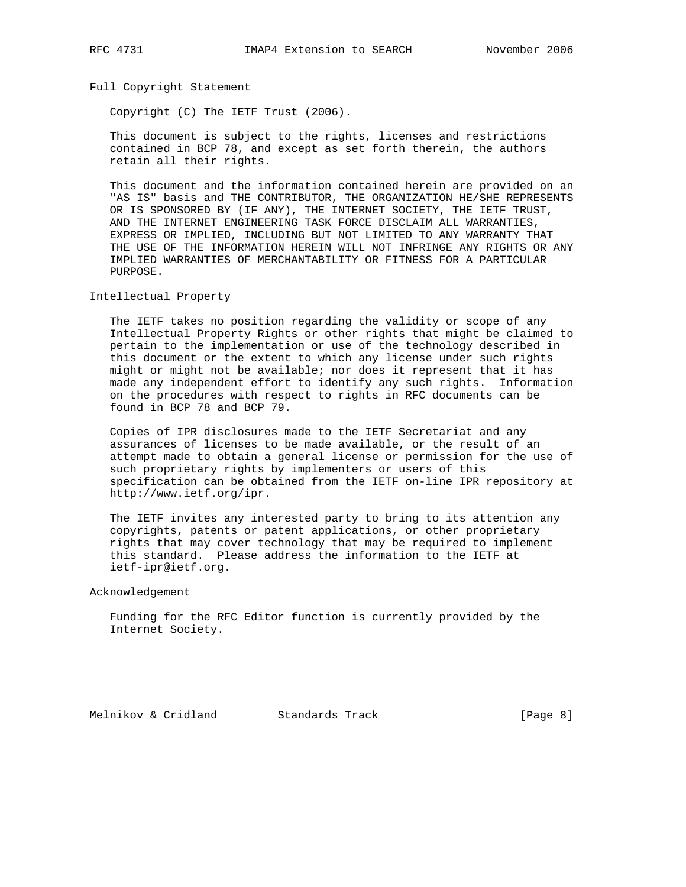## Full Copyright Statement

Copyright (C) The IETF Trust (2006).

This document is subject to the rights, licenses and restrictions contained in BCP 78, and except as set forth therein, the authors retain all their rights.

This document and the information contained herein are provided on an "AS IS" basis and THE CONTRIBUTOR, THE ORGANIZATION HE/SHE REPRESENTS OR IS SPONSORED BY (IF ANY), THE INTERNET SOCIETY, THE IETF TRUST, AND THE INTERNET ENGINEERING TASK FORCE DISCLAIM ALL WARRANTIES, EXPRESS OR IMPLIED, INCLUDING BUT NOT LIMITED TO ANY WARRANTY THAT THE USE OF THE INFORMATION HEREIN WILL NOT INFRINGE ANY RIGHTS OR ANY IMPLIED WARRANTIES OF MERCHANTABILITY OR FITNESS FOR A PARTICULAR PURPOSE.

## Intellectual Property

The IETF takes no position regarding the validity or scope of any Intellectual Property Rights or other rights that might be claimed to pertain to the implementation or use of the technology described in this document or the extent to which any license under such rights might or might not be available; nor does it represent that it has made any independent effort to identify any such rights. Information on the procedures with respect to rights in RFC documents can be found in BCP 78 and BCP 79.

Copies of IPR disclosures made to the IETF Secretariat and any assurances of licenses to be made available, or the result of an attempt made to obtain a general license or permission for the use of such proprietary rights by implementers or users of this specification can be obtained from the IETF on-line IPR repository at http://www.ietf.org/ipr.

The IETF invites any interested party to bring to its attention any copyrights, patents or patent applications, or other proprietary rights that may cover technology that may be required to implement this standard. Please address the information to the IETF at ietf-ipr@ietf.org.

## Acknowledgement

Funding for the RFC Editor function is currently provided by the Internet Society.